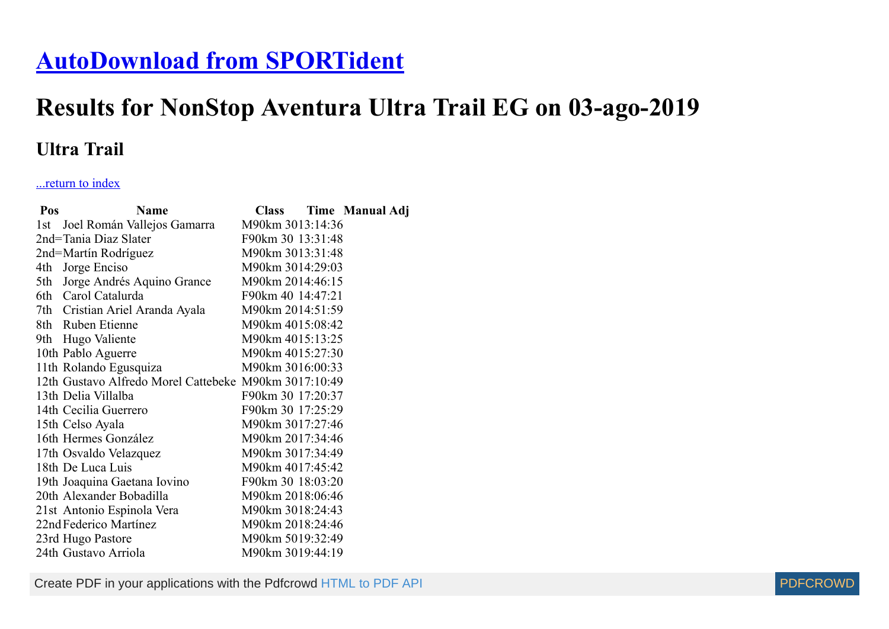# [AutoDownload from SPORTident]

# Results for NonStop Aventura Ultra Trail EG on 03-ago-2019

## Ultra Trail

[...return to index]

| Pos | Name | Class | Time | Manual Adj |
|---|---|---|---|---|
| 1st | Joel Román Vallejos Gamarra | M90km 30 | 13:14:36 | |
| 2nd= | Tania Diaz Slater | F90km 30 | 13:31:48 | |
| 2nd= | Martín Rodríguez | M90km 30 | 13:31:48 | |
| 4th | Jorge Enciso | M90km 30 | 14:29:03 | |
| 5th | Jorge Andrés Aquino Grance | M90km 20 | 14:46:15 | |
| 6th | Carol Catalurda | F90km 40 | 14:47:21 | |
| 7th | Cristian Ariel Aranda Ayala | M90km 20 | 14:51:59 | |
| 8th | Ruben Etienne | M90km 40 | 15:08:42 | |
| 9th | Hugo Valiente | M90km 40 | 15:13:25 | |
| 10th | Pablo Aguerre | M90km 40 | 15:27:30 | |
| 11th | Rolando Egusquiza | M90km 30 | 16:00:33 | |
| 12th | Gustavo Alfredo Morel Cattebeke | M90km 30 | 17:10:49 | |
| 13th | Delia Villalba | F90km 30 | 17:20:37 | |
| 14th | Cecilia Guerrero | F90km 30 | 17:25:29 | |
| 15th | Celso Ayala | M90km 30 | 17:27:46 | |
| 16th | Hermes González | M90km 20 | 17:34:46 | |
| 17th | Osvaldo Velazquez | M90km 30 | 17:34:49 | |
| 18th | De Luca Luis | M90km 40 | 17:45:42 | |
| 19th | Joaquina Gaetana Iovino | F90km 30 | 18:03:20 | |
| 20th | Alexander Bobadilla | M90km 20 | 18:06:46 | |
| 21st | Antonio Espinola Vera | M90km 30 | 18:24:43 | |
| 22nd | Federico Martínez | M90km 20 | 18:24:46 | |
| 23rd | Hugo Pastore | M90km 50 | 19:32:49 | |
| 24th | Gustavo Arriola | M90km 30 | 19:44:19 | |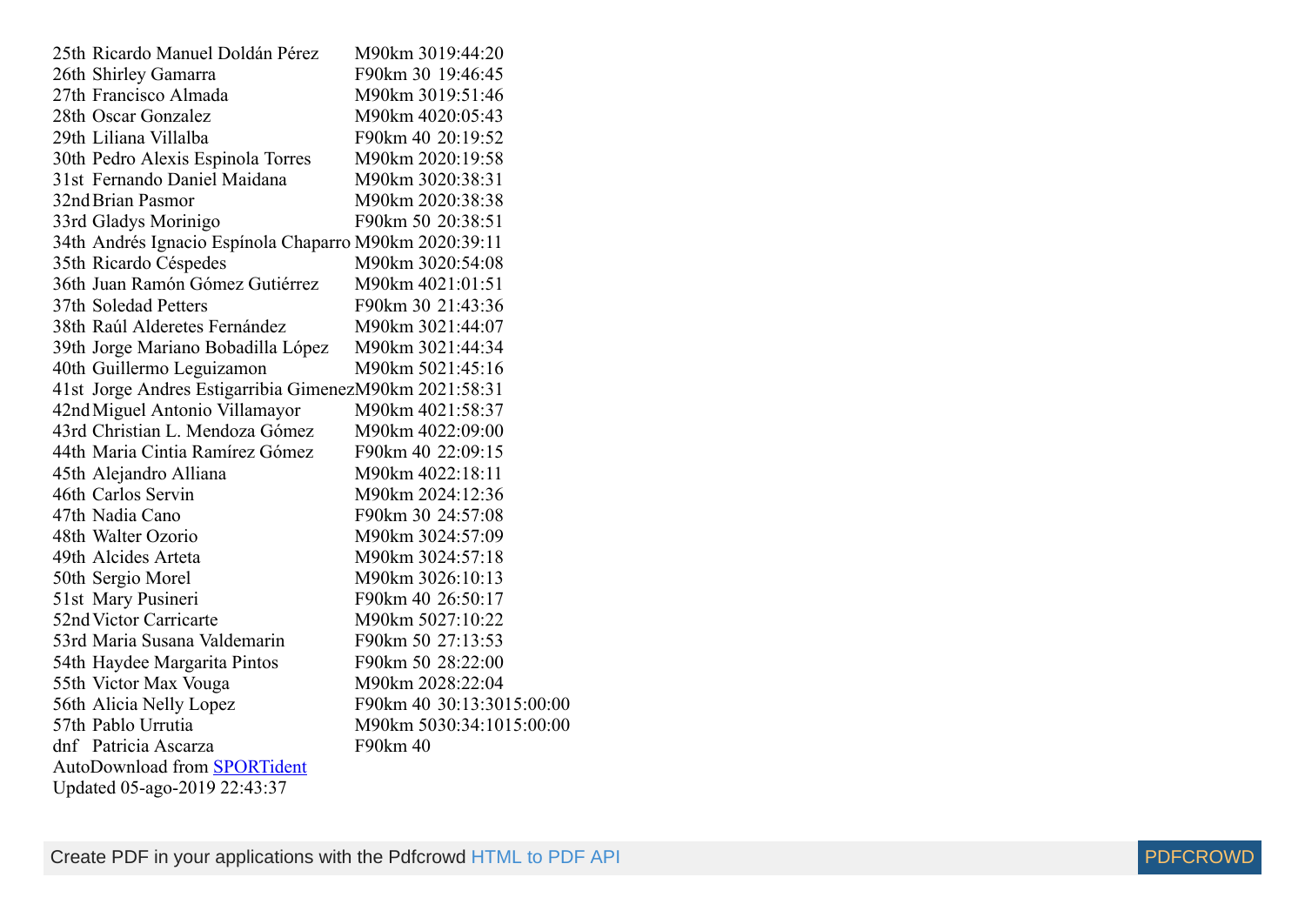| | | | | | |
|---|---|---|---|---|---|
| 25th | Ricardo Manuel Doldán Pérez | M90km | 30 | 19:44:20 | |
| 26th | Shirley Gamarra | F90km | 30 | 19:46:45 | |
| 27th | Francisco Almada | M90km | 30 | 19:51:46 | |
| 28th | Oscar Gonzalez | M90km | 40 | 20:05:43 | |
| 29th | Liliana Villalba | F90km | 40 | 20:19:52 | |
| 30th | Pedro Alexis Espinola Torres | M90km | 20 | 20:19:58 | |
| 31st | Fernando Daniel Maidana | M90km | 30 | 20:38:31 | |
| 32nd | Brian Pasmor | M90km | 20 | 20:38:38 | |
| 33rd | Gladys Morinigo | F90km | 50 | 20:38:51 | |
| 34th | Andrés Ignacio Espínola Chaparro | M90km | 20 | 20:39:11 | |
| 35th | Ricardo Céspedes | M90km | 30 | 20:54:08 | |
| 36th | Juan Ramón Gómez Gutiérrez | M90km | 40 | 21:01:51 | |
| 37th | Soledad Petters | F90km | 30 | 21:43:36 | |
| 38th | Raúl Alderetes Fernández | M90km | 30 | 21:44:07 | |
| 39th | Jorge Mariano Bobadilla López | M90km | 30 | 21:44:34 | |
| 40th | Guillermo Leguizamon | M90km | 50 | 21:45:16 | |
| 41st | Jorge Andres Estigarribia Gimenez | M90km | 20 | 21:58:31 | |
| 42nd | Miguel Antonio Villamayor | M90km | 40 | 21:58:37 | |
| 43rd | Christian L. Mendoza Gómez | M90km | 40 | 22:09:00 | |
| 44th | Maria Cintia Ramírez Gómez | F90km | 40 | 22:09:15 | |
| 45th | Alejandro Alliana | M90km | 40 | 22:18:11 | |
| 46th | Carlos Servin | M90km | 20 | 24:12:36 | |
| 47th | Nadia Cano | F90km | 30 | 24:57:08 | |
| 48th | Walter Ozorio | M90km | 30 | 24:57:09 | |
| 49th | Alcides Arteta | M90km | 30 | 24:57:18 | |
| 50th | Sergio Morel | M90km | 30 | 26:10:13 | |
| 51st | Mary Pusineri | F90km | 40 | 26:50:17 | |
| 52nd | Victor Carricarte | M90km | 50 | 27:10:22 | |
| 53rd | Maria Susana Valdemarin | F90km | 50 | 27:13:53 | |
| 54th | Haydee Margarita Pintos | F90km | 50 | 28:22:00 | |
| 55th | Victor Max Vouga | M90km | 20 | 28:22:04 | |
| 56th | Alicia Nelly Lopez | F90km | 40 | 30:13:30 | 15:00:00 |
| 57th | Pablo Urrutia | M90km | 50 | 30:34:10 | 15:00:00 |
| dnf | Patricia Ascarza | F90km | 40 | | |

AutoDownload from [SPORTident]()

Updated 05-ago-2019 22:43:37